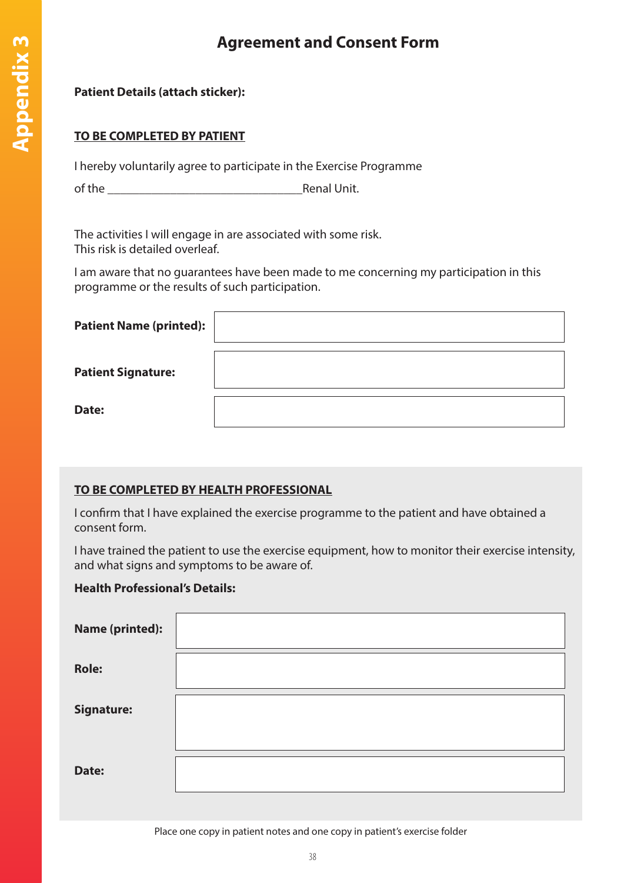Appendix 3

# Agreement and Consent Form

**Patient Details (attach sticker):**

**TO BE COMPLETED BY PATIENT**

I hereby voluntarily agree to participate in the Exercise Programme

of the ______________________________Renal Unit.

The activities I will engage in are associated with some risk.
This risk is detailed overleaf.

I am aware that no guarantees have been made to me concerning my participation in this programme or the results of such participation.

| | |
|---|---|
| **Patient Name (printed):** | |
| **Patient Signature:** | |
| **Date:** | |

**TO BE COMPLETED BY HEALTH PROFESSIONAL**

I confirm that I have explained the exercise programme to the patient and have obtained a consent form.

I have trained the patient to use the exercise equipment, how to monitor their exercise intensity, and what signs and symptoms to be aware of.

**Health Professional's Details:**

| | |
|---|---|
| **Name (printed):** | |
| **Role:** | |
| **Signature:** | |
| **Date:** | |

Place one copy in patient notes and one copy in patient's exercise folder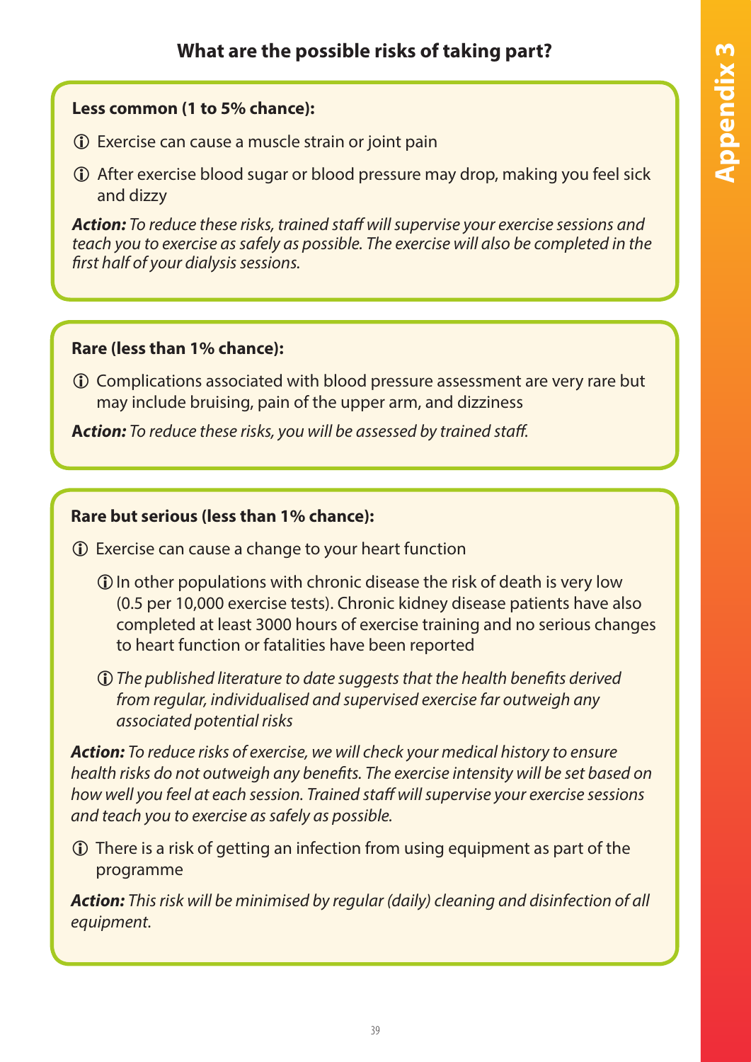## What are the possible risks of taking part?

**Less common (1 to 5% chance):**

- Exercise can cause a muscle strain or joint pain
- After exercise blood sugar or blood pressure may drop, making you feel sick and dizzy

***Action:*** *To reduce these risks, trained staff will supervise your exercise sessions and teach you to exercise as safely as possible. The exercise will also be completed in the first half of your dialysis sessions.*

**Rare (less than 1% chance):**

- Complications associated with blood pressure assessment are very rare but may include bruising, pain of the upper arm, and dizziness

***Action:*** *To reduce these risks, you will be assessed by trained staff.*

**Rare but serious (less than 1% chance):**

- Exercise can cause a change to your heart function
  - In other populations with chronic disease the risk of death is very low (0.5 per 10,000 exercise tests). Chronic kidney disease patients have also completed at least 3000 hours of exercise training and no serious changes to heart function or fatalities have been reported
  - *The published literature to date suggests that the health benefits derived from regular, individualised and supervised exercise far outweigh any associated potential risks*

***Action:*** *To reduce risks of exercise, we will check your medical history to ensure health risks do not outweigh any benefits. The exercise intensity will be set based on how well you feel at each session. Trained staff will supervise your exercise sessions and teach you to exercise as safely as possible.*

- There is a risk of getting an infection from using equipment as part of the programme

***Action:*** *This risk will be minimised by regular (daily) cleaning and disinfection of all equipment.*